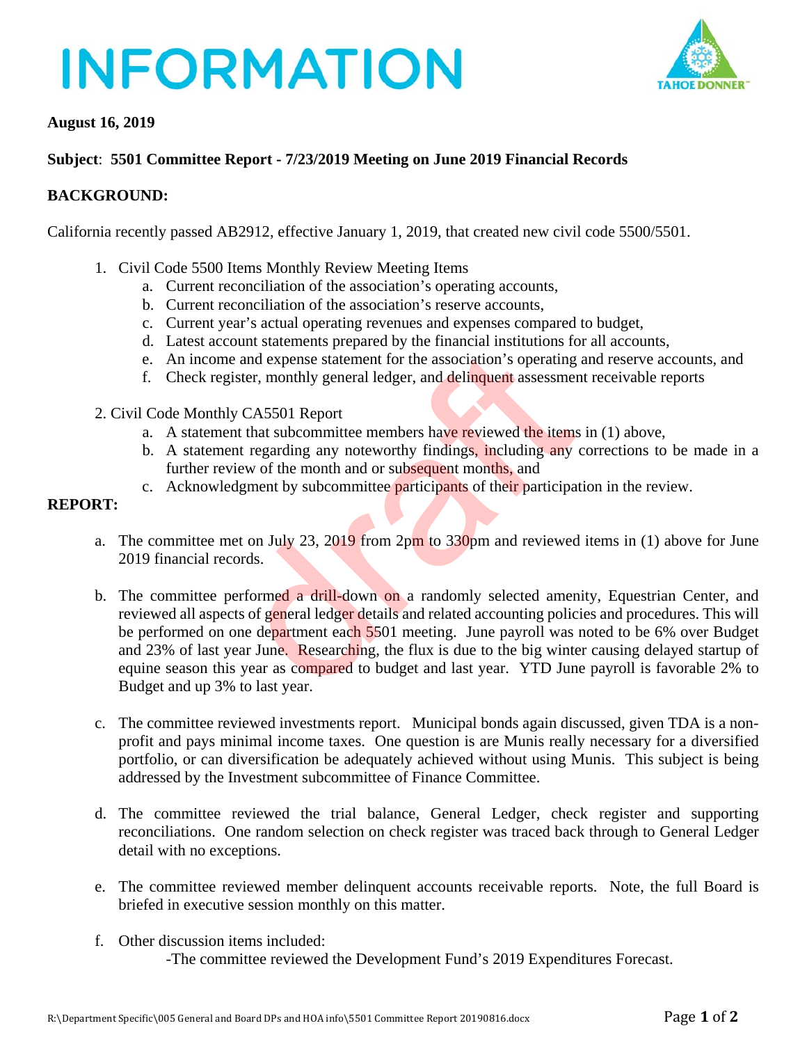# INFORMATION

**August 16, 2019**

**Subject**: **5501 Committee Report - 7/23/2019 Meeting on June 2019 Financial Records**

## BACKGROUND:

California recently passed AB2912, effective January 1, 2019, that created new civil code 5500/5501.

1. Civil Code 5500 Items Monthly Review Meeting Items
   a. Current reconciliation of the association's operating accounts,
   b. Current reconciliation of the association's reserve accounts,
   c. Current year's actual operating revenues and expenses compared to budget,
   d. Latest account statements prepared by the financial institutions for all accounts,
   e. An income and expense statement for the association's operating and reserve accounts, and
   f. Check register, monthly general ledger, and delinquent assessment receivable reports

2. Civil Code Monthly CA5501 Report
   a. A statement that subcommittee members have reviewed the items in (1) above,
   b. A statement regarding any noteworthy findings, including any corrections to be made in a further review of the month and or subsequent months, and
   c. Acknowledgment by subcommittee participants of their participation in the review.

## REPORT:

a. The committee met on July 23, 2019 from 2pm to 330pm and reviewed items in (1) above for June 2019 financial records.

b. The committee performed a drill-down on a randomly selected amenity, Equestrian Center, and reviewed all aspects of general ledger details and related accounting policies and procedures. This will be performed on one department each 5501 meeting. June payroll was noted to be 6% over Budget and 23% of last year June. Researching, the flux is due to the big winter causing delayed startup of equine season this year as compared to budget and last year. YTD June payroll is favorable 2% to Budget and up 3% to last year.

c. The committee reviewed investments report. Municipal bonds again discussed, given TDA is a non-profit and pays minimal income taxes. One question is are Munis really necessary for a diversified portfolio, or can diversification be adequately achieved without using Munis. This subject is being addressed by the Investment subcommittee of Finance Committee.

d. The committee reviewed the trial balance, General Ledger, check register and supporting reconciliations. One random selection on check register was traced back through to General Ledger detail with no exceptions.

e. The committee reviewed member delinquent accounts receivable reports. Note, the full Board is briefed in executive session monthly on this matter.

f. Other discussion items included:
   -The committee reviewed the Development Fund's 2019 Expenditures Forecast.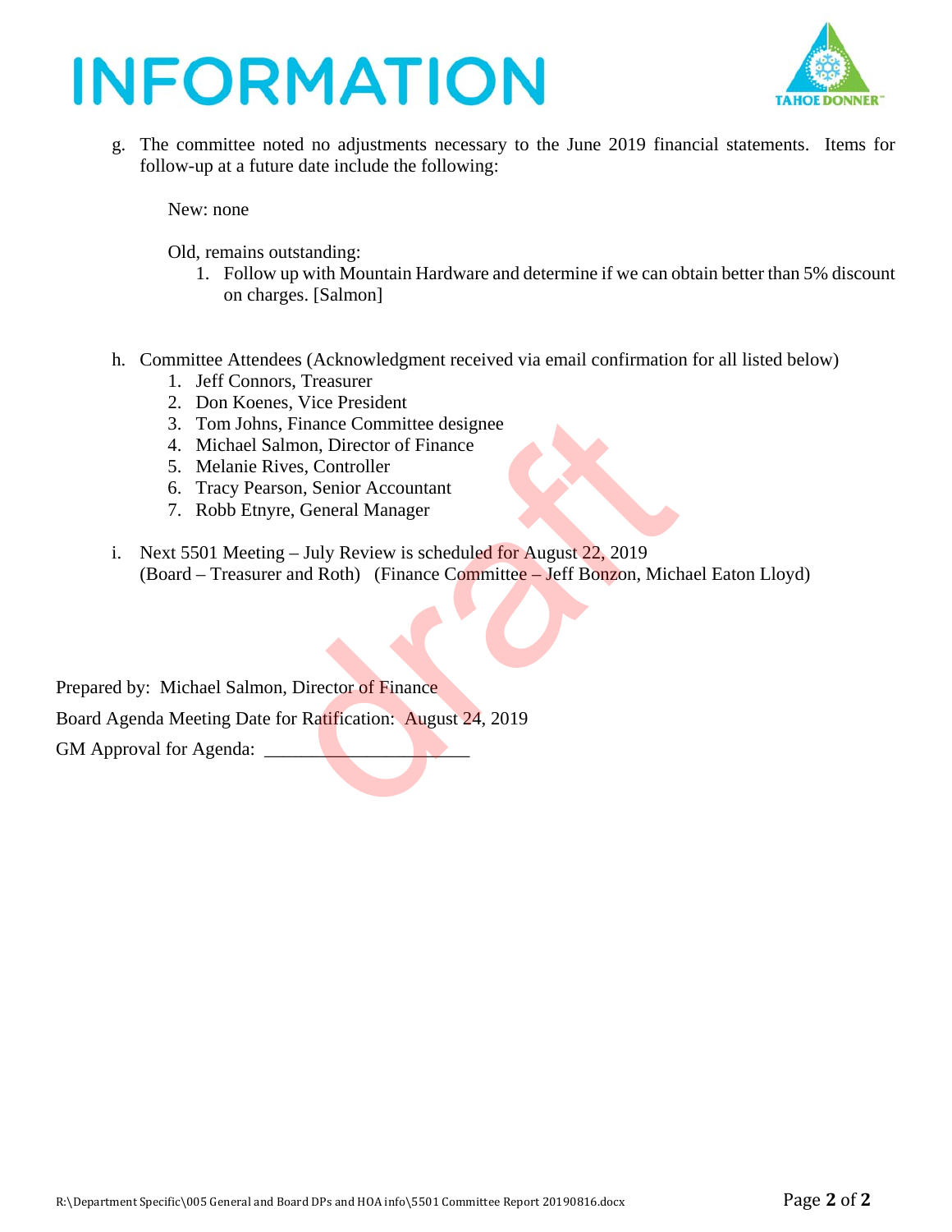# INFORMATION

g. The committee noted no adjustments necessary to the June 2019 financial statements. Items for follow-up at a future date include the following:

New: none

Old, remains outstanding:

1. Follow up with Mountain Hardware and determine if we can obtain better than 5% discount on charges. [Salmon]

h. Committee Attendees (Acknowledgment received via email confirmation for all listed below)

1. Jeff Connors, Treasurer
2. Don Koenes, Vice President
3. Tom Johns, Finance Committee designee
4. Michael Salmon, Director of Finance
5. Melanie Rives, Controller
6. Tracy Pearson, Senior Accountant
7. Robb Etnyre, General Manager

i. Next 5501 Meeting – July Review is scheduled for August 22, 2019
(Board – Treasurer and Roth) (Finance Committee – Jeff Bonzon, Michael Eaton Lloyd)

Prepared by: Michael Salmon, Director of Finance

Board Agenda Meeting Date for Ratification: August 24, 2019

GM Approval for Agenda: ____________________

R:\Department Specific\005 General and Board DPs and HOA info\5501 Committee Report 20190816.docx